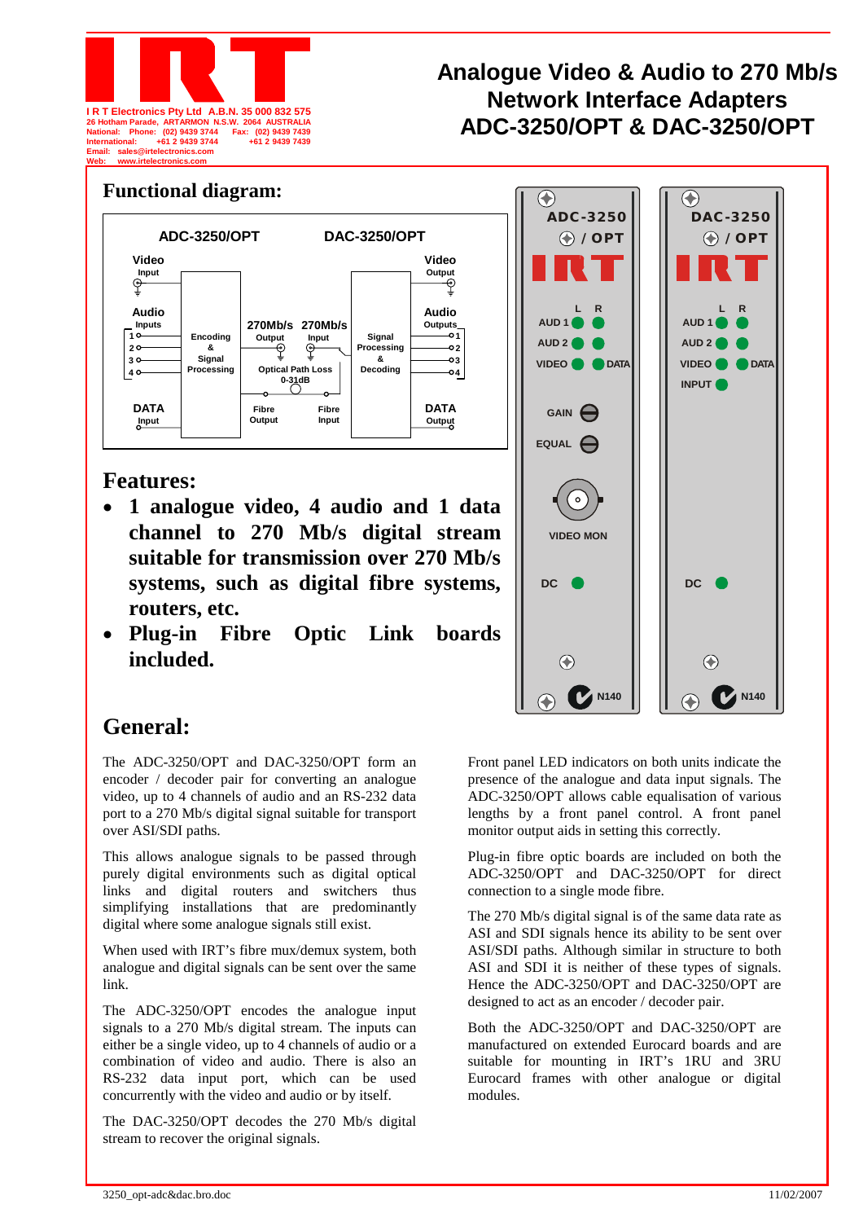I R T Electronics Pty Ltd A.B.N. 35 000 832 575
26 Hotham Parade, ARTARMON N.S.W. 2064 AUSTRALIA
National: Phone: (02) 9439 3744 Fax: (02) 9439 7439
International: +61 2 9439 3744 +61 2 9439 7439
Email: sales@irtelectronics.com
Web: www.irtelectronics.com

# Analogue Video & Audio to 270 Mb/s Network Interface Adapters ADC-3250/OPT & DAC-3250/OPT

## Functional diagram:

## Features:

- **1 analogue video, 4 audio and 1 data channel to 270 Mb/s digital stream suitable for transmission over 270 Mb/s systems, such as digital fibre systems, routers, etc.**
- **Plug-in Fibre Optic Link boards included.**

## General:

The ADC-3250/OPT and DAC-3250/OPT form an encoder / decoder pair for converting an analogue video, up to 4 channels of audio and an RS-232 data port to a 270 Mb/s digital signal suitable for transport over ASI/SDI paths.

This allows analogue signals to be passed through purely digital environments such as digital optical links and digital routers and switchers thus simplifying installations that are predominantly digital where some analogue signals still exist.

When used with IRT's fibre mux/demux system, both analogue and digital signals can be sent over the same link.

The ADC-3250/OPT encodes the analogue input signals to a 270 Mb/s digital stream. The inputs can either be a single video, up to 4 channels of audio or a combination of video and audio. There is also an RS-232 data input port, which can be used concurrently with the video and audio or by itself.

The DAC-3250/OPT decodes the 270 Mb/s digital stream to recover the original signals.

Front panel LED indicators on both units indicate the presence of the analogue and data input signals. The ADC-3250/OPT allows cable equalisation of various lengths by a front panel control. A front panel monitor output aids in setting this correctly.

Plug-in fibre optic boards are included on both the ADC-3250/OPT and DAC-3250/OPT for direct connection to a single mode fibre.

The 270 Mb/s digital signal is of the same data rate as ASI and SDI signals hence its ability to be sent over ASI/SDI paths. Although similar in structure to both ASI and SDI it is neither of these types of signals. Hence the ADC-3250/OPT and DAC-3250/OPT are designed to act as an encoder / decoder pair.

Both the ADC-3250/OPT and DAC-3250/OPT are manufactured on extended Eurocard boards and are suitable for mounting in IRT's 1RU and 3RU Eurocard frames with other analogue or digital modules.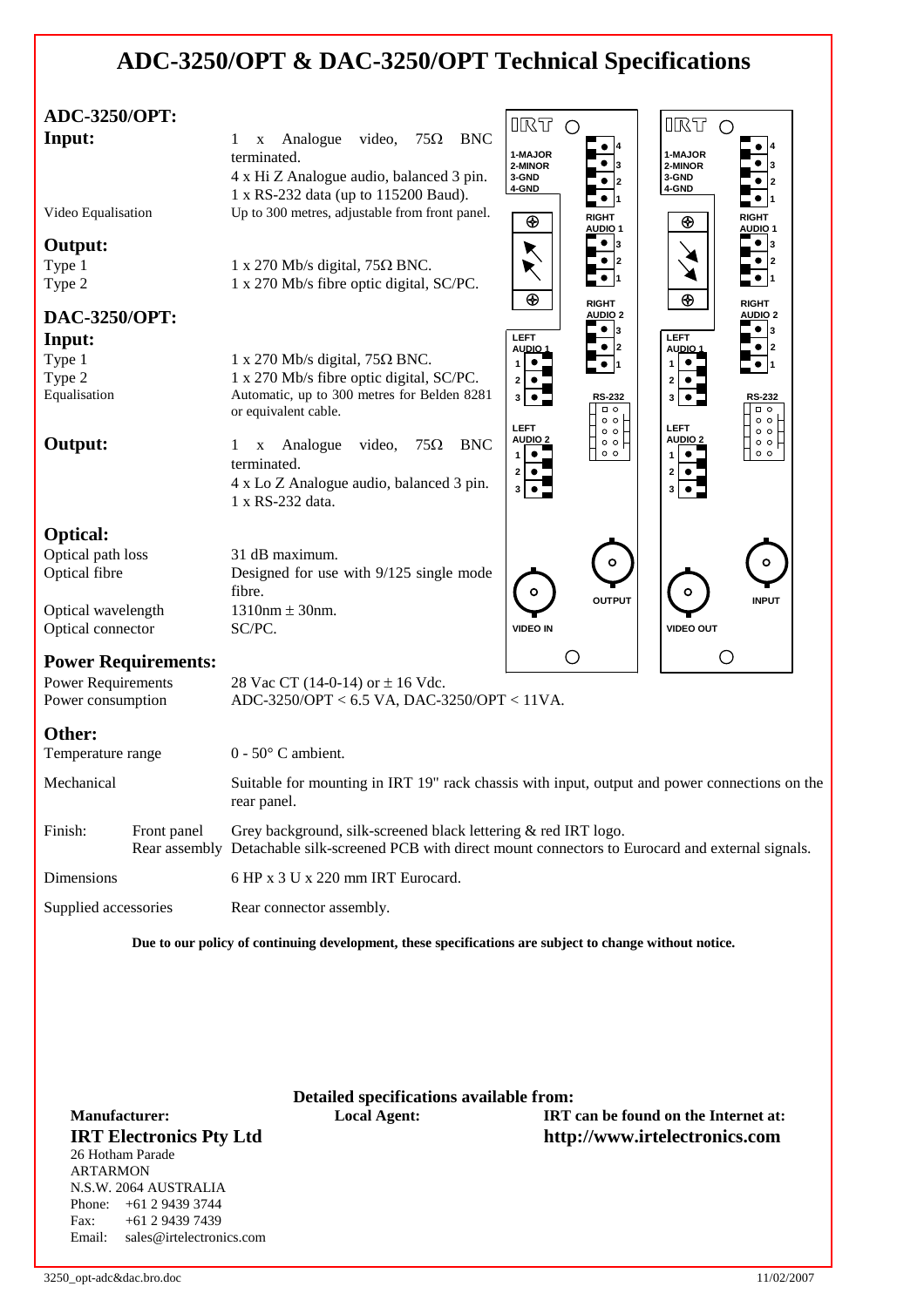# ADC-3250/OPT & DAC-3250/OPT Technical Specifications

## ADC-3250/OPT:

### Input:

1 x Analogue video, 75Ω BNC terminated.
4 x Hi Z Analogue audio, balanced 3 pin.
1 x RS-232 data (up to 115200 Baud).

| | |
|---|---|
| Video Equalisation | Up to 300 metres, adjustable from front panel. |

### Output:

| | |
|---|---|
| Type 1 | 1 x 270 Mb/s digital, 75Ω BNC. |
| Type 2 | 1 x 270 Mb/s fibre optic digital, SC/PC. |

## DAC-3250/OPT:

### Input:

| | |
|---|---|
| Type 1 | 1 x 270 Mb/s digital, 75Ω BNC. |
| Type 2 | 1 x 270 Mb/s fibre optic digital, SC/PC. |
| Equalisation | Automatic, up to 300 metres for Belden 8281 or equivalent cable. |

### Output:

1 x Analogue video, 75Ω BNC terminated.
4 x Lo Z Analogue audio, balanced 3 pin.
1 x RS-232 data.

### Optical:

| | |
|---|---|
| Optical path loss | 31 dB maximum. |
| Optical fibre | Designed for use with 9/125 single mode fibre. |
| Optical wavelength | 1310nm ± 30nm. |
| Optical connector | SC/PC. |

### Power Requirements:

| | |
|---|---|
| Power Requirements | 28 Vac CT (14-0-14) or ± 16 Vdc. |
| Power consumption | ADC-3250/OPT < 6.5 VA, DAC-3250/OPT < 11VA. |

### Other:

| | | |
|---|---|---|
| Temperature range | | 0 - 50° C ambient. |
| Mechanical | | Suitable for mounting in IRT 19" rack chassis with input, output and power connections on the rear panel. |
| Finish: | Front panel | Grey background, silk-screened black lettering & red IRT logo. |
| | Rear assembly | Detachable silk-screened PCB with direct mount connectors to Eurocard and external signals. |
| Dimensions | | 6 HP x 3 U x 220 mm IRT Eurocard. |
| Supplied accessories | | Rear connector assembly. |

IRT
1-MAJOR
2-MINOR
3-GND
4-GND
4
3
2
1
RIGHT AUDIO 1
3
2
1
RIGHT AUDIO 2
3
2
1
LEFT AUDIO 1
1
2
3
RS-232
LEFT AUDIO 2
1
2
3
OUTPUT
VIDEO IN

IRT
1-MAJOR
2-MINOR
3-GND
4-GND
4
3
2
1
RIGHT AUDIO 1
3
2
1
RIGHT AUDIO 2
3
2
1
LEFT AUDIO 1
1
2
3
RS-232
LEFT AUDIO 2
1
2
3
INPUT
VIDEO OUT

**Due to our policy of continuing development, these specifications are subject to change without notice.**

**Detailed specifications available from:**

**Manufacturer:**
**IRT Electronics Pty Ltd**
26 Hotham Parade
ARTARMON
N.S.W. 2064 AUSTRALIA
Phone: +61 2 9439 3744
Fax: +61 2 9439 7439
Email: sales@irtelectronics.com

**Local Agent:**

**IRT can be found on the Internet at:**
**http://www.irtelectronics.com**

3250_opt-adc&dac.bro.doc 11/02/2007